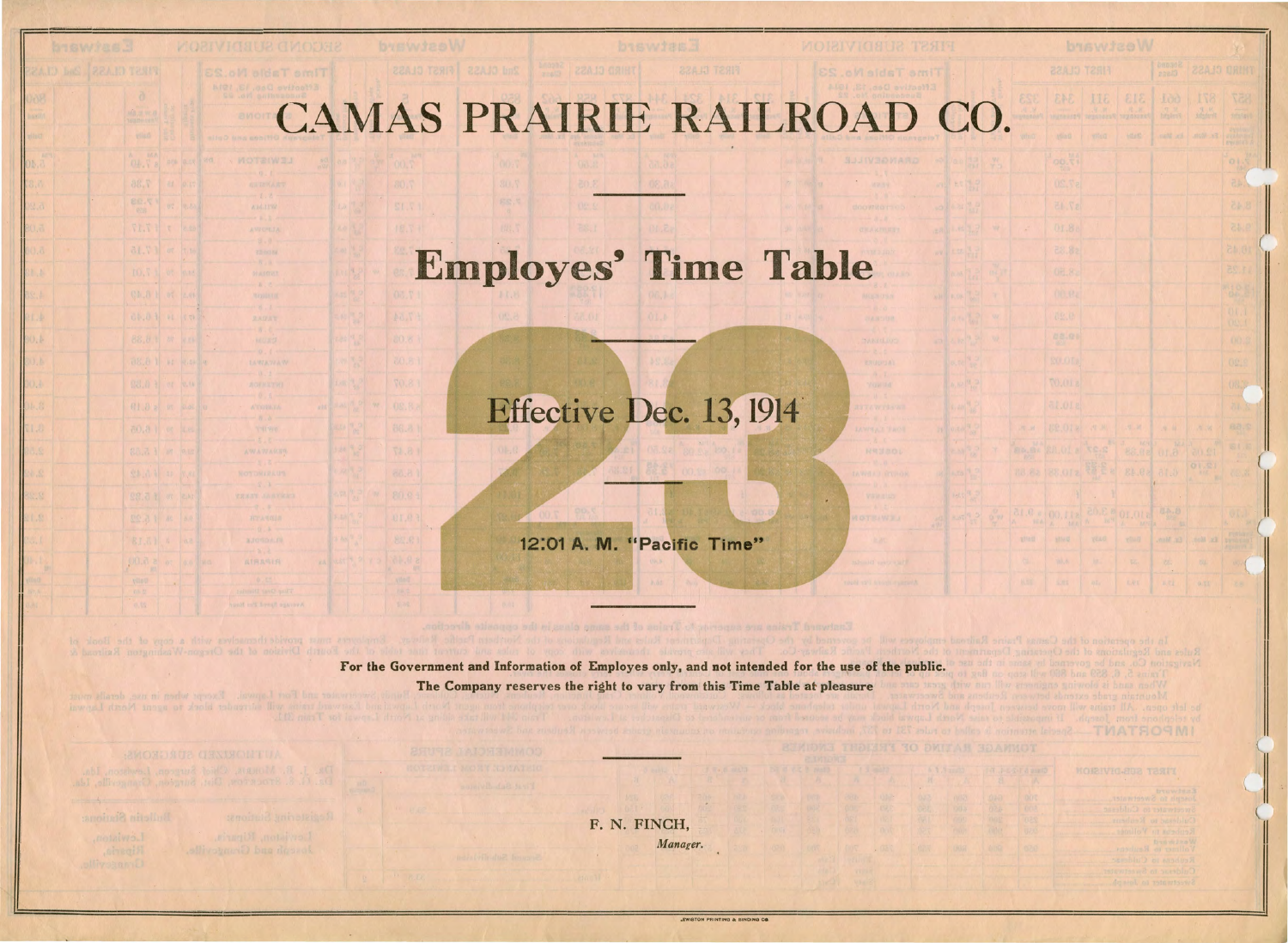# CAMAS PRAIRIE RAILROAD CO.

## Employes' Time Table

# 23

### Effective Dec. 13, 1914

**12:01 A. M. "Pacific Time"**

**For the Government and Information of Employes only, and not intended for the use of the public.**

**The Company reserves the right to vary from this Time Table at pleasure**

F. N. FINCH,

*Manager.*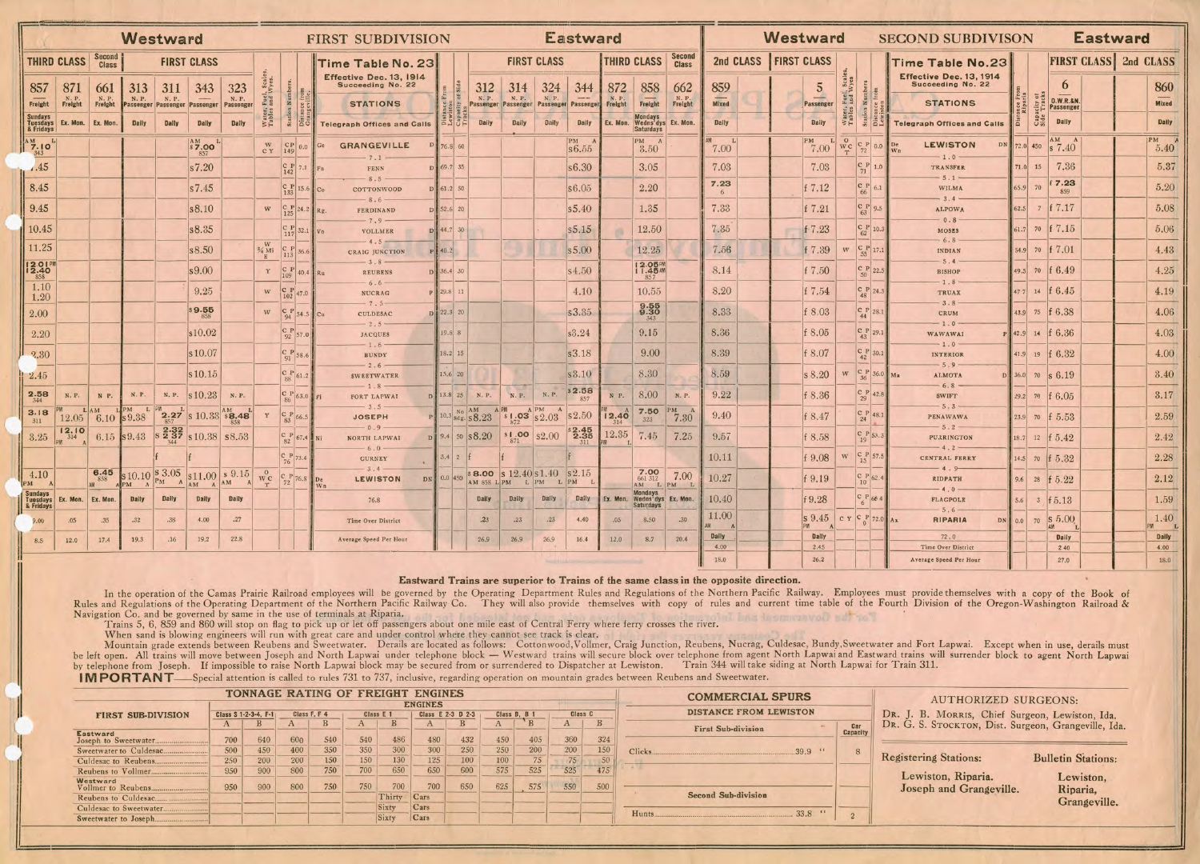# FIRST SUBDIVISION

**Time Table No. 23** — Effective Dec. 13, 1914. Succeeding No. 22

| 857 Freight | 871 N.P. Freight | 661 N.P. Freight | 313 N.P. Passenger | 311 N.P. Passenger | 343 N.P. Passenger | 323 N.P. Passenger | Water, Fuel, Scales, Tables and Wyes | Station Numbers | Distance from Grangeville | STATIONS — Telegraph Offices and Calls | Distance From Lewiston | Capacity of Side Tracks | 312 N.P. Passenger | 314 N.P. Passenger | 324 N.P. Passenger | 344 N.P. Passenger | 872 N.P. Freight | 858 Freight | 662 N.P. Freight |
|---|---|---|---|---|---|---|---|---|---|---|---|---|---|---|---|---|---|---|---|
| **Westward — THIRD CLASS** | | **Second Class** | **FIRST CLASS** | | | | | | | | | | **Eastward — FIRST CLASS** | | | | **THIRD CLASS** | | **Second Class** |
| Sundays Tuesdays & Fridays | Ex. Mon. | Ex. Mon. | Daily | Daily | Daily | Daily | | | | | | | Daily | Daily | Daily | Daily | Ex. Mon. | Mondays Wednes'dys Saturdays | Ex. Mon. |
| AM 7.10 L (343) | | | | | AM s7.00 L (857) | | W C Y | C P 149 | 0.0 | Ge GRANGEVILLE D | 76.8 | 60 | | | | PM s6.55 A | | PM 3.50 A | |
| | | | | | | | | | | 7.1 | | | | | | | | | |
| 7.45 | | | | | s7.20 | | | C P 142 | 7.1 | Fn FENN D | 69.7 | 35 | | | | s6.30 | | 3.05 | |
| | | | | | | | | | | 8.5 | | | | | | | | | |
| 8.45 | | | | | s7.45 | | | C P 133 | 15.6 | Co COTTONWOOD D | 61.2 | 50 | | | | s6.05 | | 2.20 | |
| | | | | | | | | | | 8.6 | | | | | | | | | |
| 9.45 | | | | | s8.10 | | W | C P 125 | 24.2 | Rg. FERDINAND D | 52.6 | 20 | | | | s5.40 | | 1.35 | |
| | | | | | | | | | | 7.9 | | | | | | | | | |
| 10.45 | | | | | s8.35 | | | C P 117 | 32.1 | Vo VOLLMER D | 44.7 | 30 | | | | s5.15 | | 12.50 | |
| | | | | | | | | | | 4.5 | | | | | | | | | |
| 11.25 | | | | | s8.50 | | W ¾ Mi E | C P 113 | 36.6 | CRAIG JUNCTION P | 40.2 | | | | | s5.00 | | 12.25 | |
| | | | | | | | | | | 3.8 | | | | | | | | | |
| 12.01 PM / 12.40 (858) | | | | | s9.00 | | Y | C P 109 | 40.4 | Ru REUBENS D | 36.4 | 30 | | | | s4.50 | | 12.05 PM / 11.45 AM (857) | |
| | | | | | | | | | | 6.6 | | | | | | | | | |
| 1.10 / 1.20 | | | | | 9.25 | | W | C P 102 | 47.0 | NUCRAG P | 29.8 | 11 | | | | 4.10 | | 10.55 | |
| | | | | | | | | | | 7.5 | | | | | | | | | |
| 2.00 | | | | | s9.55 (858) | | W | C P 94 | 54.5 | Cu CULDESAC D | 22.3 | 20 | | | | s3.35 | | 9.55 / 9.30 (343) | |
| | | | | | | | | | | 2.5 | | | | | | | | | |
| 2.20 | | | | | s10.02 | | | C P 92 | 57.0 | JACQUES | 19.8 | 8 | | | | s3.24 | | 9.15 | |
| | | | | | | | | | | 1.6 | | | | | | | | | |
| 2.30 | | | | | s10.07 | | | C P 91 | 58.6 | BUNDY | 18.2 | 15 | | | | s3.18 | | 9.00 | |
| | | | | | | | | | | 2.6 | | | | | | | | | |
| 2.45 | | | | | s10.15 | | | C P 88 | 61.2 | SWEETWATER | 15.6 | 20 | | | | s3.10 | | 8.30 | |
| | | | | | | | | | | 1.8 | | | | | | | | | |
| 2.58 (344) | N. P. | N. P. | N. P. | N. P. | s10.23 | N. P. | | C P 86 | 63.0 | Fl FORT LAPWAI D | 13.8 | 25 | N. P. | N. P. | N. P. | s2.58 (857) | N. P. | 8.00 | N. P. |
| | | | | | | | | | | 3.5 | | | | | | | | | |
| 3.18 (311) | PM 12.05 L | AM 6.10 L | PM s9.38 L | PM s2.27 L (857) | s10.33 | AM s8.48 (858) | Y | C P 83 | 66.5 | JOSEPH P | 10.3 | No Sdg. | AM s8.23 A | PM s1.03 A (872) | PM s2.03 A | s2.50 | PM 12.40 A (314) | 7.50 A (323) | PM 7.30 A |
| | | | | | | | | | | 0.9 | | | | | | | | | |
| 3.25 | 12.10 A (314) PM | 6.15 | s9.43 | s2.32 / 2.37 (344) | s10.38 | s8.53 | | C P 82 | 67.4 | Nl NORTH LAPWAI D | 9.4 | 50 | s8.20 | s1.00 (871) | s2.00 | s2.45 / 2.35 (311) | 12.35 PM L | 7.45 | 7.25 |
| | | | | | | | | | | 6.0 | | | | | | | | | |
| | | | | f | f | | | C P 76 | 73.4 | GURNEY | 3.4 | 2 | f | | | f | | | |
| | | | | | | | | | | 3.4 | | | | | | | | | |
| 4.10 PM A | | 6.45 (858) AM | s10.10 PM A | s3.05 PM A | s11.00 AM A | s9.15 AM A | O W C T | C P 72 | 76.8 | De Wn LEWISTON DN | 0.0 | 450 | s8.00 AM L (858) | s12.40 PM L | s1.40 PM L | s2.15 PM L | | 7.00 (661 312) AM L | 7.00 PM L |
| Sundays Tuesdays & Fridays | Ex. Mon. | Ex. Mon. | Daily | Daily | Daily | Daily | | | | 76.8 | | | Daily | Daily | Daily | Daily | Ex. Mon. | Mondays Wednes'dys Saturdays | Ex. Mon. |
| 9.00 | .05 | .35 | .32 | .38 | 4.00 | .27 | | | | Time Over District | | | .23 | .23 | .23 | 4.40 | .05 | 8.50 | .30 |
| 8.5 | 12.0 | 17.4 | 19.3 | .16 | 19.2 | 22.8 | | | | Average Speed Per Hour | | | 26.9 | 26.9 | 26.9 | 16.4 | 12.0 | 8.7 | 20.4 |

# SECOND SUBDIVISON

**Time Table No. 23** — Effective Dec. 13, 1914. Succeeding No. 22

| 859 Mixed | 5 Passenger | Water, Fuel, Scales, Tables and Wyes | Station Numbers | Distance from Lewiston | STATIONS — Telegraph Offices and Calls | Distance From Riparia | Capacity of Side Tracks | 6 O.W.R.&N. Passenger | 860 Mixed |
|---|---|---|---|---|---|---|---|---|---|
| **Westward — 2nd CLASS** | **FIRST CLASS** | | | | | | | **Eastward — FIRST CLASS** | **2nd CLASS** |
| Daily | Daily | | | | | | | Daily | Daily |
| AM 7.00 L | PM 7.00 L | O W C T | C P 72 | 0.0 | De Wn LEWISTON DN | 72.0 | 450 | AM s7.40 A | PM 5.40 |
| | | | | | 1.0 | | | | |
| 7.03 | 7.03 | | C P 71 | 1.0 | TRANSFER | 71.0 | 15 | 7.36 | 5.37 |
| | | | | | 5.1 | | | | |
| 7.23 (6) | f7.12 | | C P 66 | 6.1 | WILMA | 65.9 | 70 | f7.23 (859) | 5.20 |
| | | | | | 3.4 | | | | |
| 7.33 | f7.21 | | C P 63 | 9.5 | ALPOWA | 62.5 | 7 | f7.17 | 5.08 |
| | | | | | 0.8 | | | | |
| 7.35 | f7.23 | | C P 62 | 10.3 | MOSES | 61.7 | 70 | f7.15 | 5.06 |
| | | | | | 6.8 | | | | |
| 7.56 | f7.39 | W | C P 55 | 17.1 | INDIAN | 54.9 | 70 | f7.01 | 4.43 |
| | | | | | 5.4 | | | | |
| 8.14 | f7.50 | | C P 50 | 22.5 | BISHOP | 49.5 | 70 | f6.49 | 4.25 |
| | | | | | 1.8 | | | | |
| 8.20 | f7.54 | | C P 48 | 24.3 | TRUAX | 47.7 | 14 | f6.45 | 4.19 |
| | | | | | 3.8 | | | | |
| 8.33 | f8.03 | | C P 44 | 28.1 | CRUM | 43.9 | 75 | f6.38 | 4.06 |
| | | | | | 1.0 | | | | |
| 8.36 | f8.05 | | C P 43 | 29.1 | WAWAWAI P | 42.9 | 14 | f6.36 | 4.03 |
| | | | | | 1.0 | | | | |
| 8.39 | f8.07 | | C P 42 | 30.1 | INTERIOR | 41.9 | 19 | f6.32 | 4.00 |
| | | | | | 5.9 | | | | |
| 8.59 | s8.20 | W | C P 36 | 36.0 | Ma ALMOTA D | 36.0 | 70 | s6.19 | 3.40 |
| | | | | | 6.8 | | | | |
| 9.22 | f8.36 | | C P 29 | 42.8 | SWIFT | 29.2 | 70 | f6.05 | 3.17 |
| | | | | | 5.3 | | | | |
| 9.40 | f8.47 | | C P 24 | 48.1 | PENAWAWA | 23.9 | 70 | f5.53 | 2.59 |
| | | | | | 5.2 | | | | |
| 9.57 | f8.58 | | C P 19 | 53.3 | PUJARINGTON | 18.7 | 12 | f5.42 | 2.42 |
| | | | | | 4.2 | | | | |
| 10.11 | f9.08 | W | C P 15 | 57.5 | CENTRAL FERRY | 14.5 | 70 | f5.32 | 2.28 |
| | | | | | 4.9 | | | | |
| 10.27 | f9.19 | | C P 10 | 62.4 | RIDPATH | 9.6 | 28 | f5.22 | 2.12 |
| | | | | | 4.0 | | | | |
| 10.40 | f9.28 | | C P 6 | 66.4 | FLAGPOLE | 5.6 | 3 | f5.13 | 1.59 |
| | | | | | 5.6 | | | | |
| 11.00 AM A | s9.45 PM A | C Y | C P 0 | 72.0 | Ax RIPARIA DN | 0.0 | 70 | s5.00 AM L | 1.40 PM L |
| Daily | Daily | | | | 72.0 | | | Daily | Daily |
| 4.00 | 2.45 | | | | Time Over District | | | 2.40 | 4.00 |
| 18.0 | 26.2 | | | | Average Speed Per Hour | | | 27.0 | 18.0 |

**Eastward Trains are superior to Trains of the same class in the opposite direction.**

In the operation of the Camas Prairie Railroad employees will be governed by the Operating Department Rules and Regulations of the Northern Pacific Railway. Employees must provide themselves with a copy of the Book of Rules and Regulations of the Operating Department of the Northern Pacific Railway Co. They will also provide themselves with copy of rules and current time table of the Fourth Division of the Oregon-Washington Railroad & Navigation Co. and be governed by same in the use of terminals at Riparia.

Trains 5, 6, 859 and 860 will stop on flag to pick up or let off passengers about one mile east of Central Ferry where ferry crosses the river.

When sand is blowing engineers will run with great care and under control where they cannot see track is clear.

Mountain grade extends between Reubens and Sweetwater. Derails are located as follows: Cottonwood, Vollmer, Craig Junction, Reubens, Nucrag, Culdesac, Bundy, Sweetwater and Fort Lapwai. Except when in use, derails must be left open. All trains will move between Joseph and North Lapwai under telephone block — Westward trains will secure block over telephone from agent North Lapwai and Eastward trains will surrender block to agent North Lapwai by telephone from Joseph. If impossible to raise North Lapwai block may be secured from or surrendered to Dispatcher at Lewiston. Train 344 will take siding at North Lapwai for Train 311.

**IMPORTANT**—Special attention is called to rules 731 to 737, inclusive, regarding operation on mountain grades between Reubens and Sweetwater.

## TONNAGE RATING OF FREIGHT ENGINES

| FIRST SUB-DIVISION | Class S 1-2-3-4, F-1 | | Class F, F 4 | | Class E 1 | | Class E 2-3 D 2-3 | | Class B, B 1 | | Class C | |
|---|---|---|---|---|---|---|---|---|---|---|---|---|
| | A | B | A | B | A | B | A | B | A | B | A | B |
| **Eastward** | | | | | | | | | | | | |
| Joseph to Sweetwater | 700 | 640 | 600 | 540 | 540 | 486 | 480 | 432 | 450 | 405 | 360 | 324 |
| Sweetwater to Culdesac | 500 | 450 | 400 | 350 | 350 | 300 | 300 | 250 | 250 | 200 | 200 | 150 |
| Culdesac to Reubens | 250 | 200 | 200 | 150 | 150 | 130 | 125 | 100 | 100 | 75 | 75 | 50 |
| Reubens to Vollmer | 950 | 900 | 800 | 750 | 700 | 650 | 650 | 600 | 575 | 525 | 525 | 475 |
| **Westward** | | | | | | | | | | | | |
| Vollmer to Reubens | 950 | 900 | 800 | 750 | 750 | 700 | 700 | 650 | 625 | 575 | 550 | 500 |
| Reubens to Culdesac | | | | | | Thirty | Cars | | | | | |
| Culdesac to Sweetwater | | | | | | Sixty | Cars | | | | | |
| Sweetwater to Joseph | | | | | | Sixty | Cars | | | | | |

## COMMERCIAL SPURS

| DISTANCE FROM LEWISTON | | Car Capacity |
|---|---|---|
| **First Sub-division** | | |
| Clicks | 39.9 " | 8 |
| **Second Sub-division** | | |
| Hunts | 33.8 " | 2 |

## AUTHORIZED SURGEONS:

DR. J. B. MORRIS, Chief Surgeon, Lewiston, Ida.
DR. G. S. STOCKTON, Dist. Surgeon, Grangeville, Ida.

**Registering Stations:** Lewiston, Riparia. Joseph and Grangeville.

**Bulletin Stations:** Lewiston, Riparia, Grangeville.